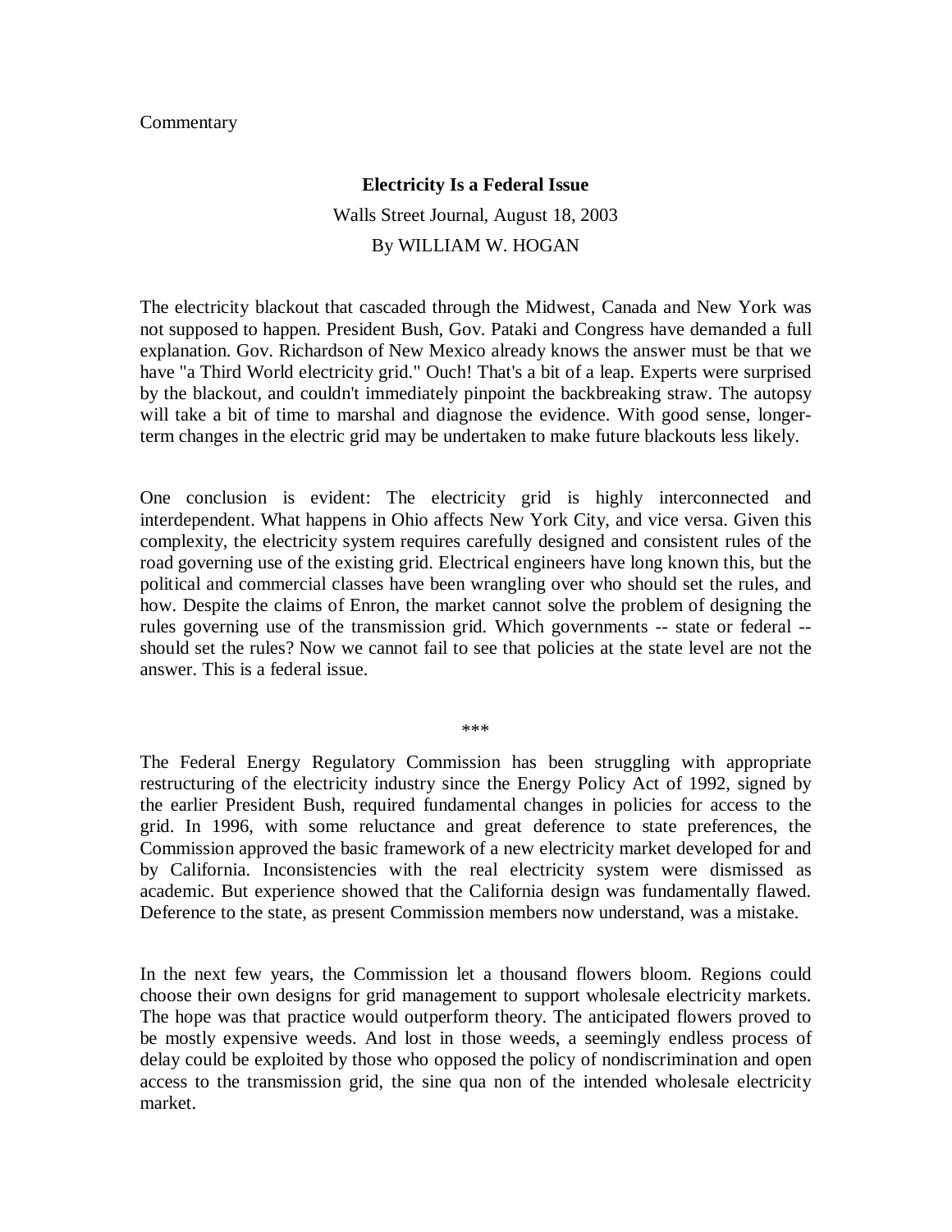Commentary

**Electricity Is a Federal Issue**

Walls Street Journal, August 18, 2003

By WILLIAM W. HOGAN

The electricity blackout that cascaded through the Midwest, Canada and New York was not supposed to happen. President Bush, Gov. Pataki and Congress have demanded a full explanation. Gov. Richardson of New Mexico already knows the answer must be that we have "a Third World electricity grid." Ouch! That's a bit of a leap. Experts were surprised by the blackout, and couldn't immediately pinpoint the backbreaking straw. The autopsy will take a bit of time to marshal and diagnose the evidence. With good sense, longer-term changes in the electric grid may be undertaken to make future blackouts less likely.

One conclusion is evident: The electricity grid is highly interconnected and interdependent. What happens in Ohio affects New York City, and vice versa. Given this complexity, the electricity system requires carefully designed and consistent rules of the road governing use of the existing grid. Electrical engineers have long known this, but the political and commercial classes have been wrangling over who should set the rules, and how. Despite the claims of Enron, the market cannot solve the problem of designing the rules governing use of the transmission grid. Which governments -- state or federal -- should set the rules? Now we cannot fail to see that policies at the state level are not the answer. This is a federal issue.

***

The Federal Energy Regulatory Commission has been struggling with appropriate restructuring of the electricity industry since the Energy Policy Act of 1992, signed by the earlier President Bush, required fundamental changes in policies for access to the grid. In 1996, with some reluctance and great deference to state preferences, the Commission approved the basic framework of a new electricity market developed for and by California. Inconsistencies with the real electricity system were dismissed as academic. But experience showed that the California design was fundamentally flawed. Deference to the state, as present Commission members now understand, was a mistake.

In the next few years, the Commission let a thousand flowers bloom. Regions could choose their own designs for grid management to support wholesale electricity markets. The hope was that practice would outperform theory. The anticipated flowers proved to be mostly expensive weeds. And lost in those weeds, a seemingly endless process of delay could be exploited by those who opposed the policy of nondiscrimination and open access to the transmission grid, the sine qua non of the intended wholesale electricity market.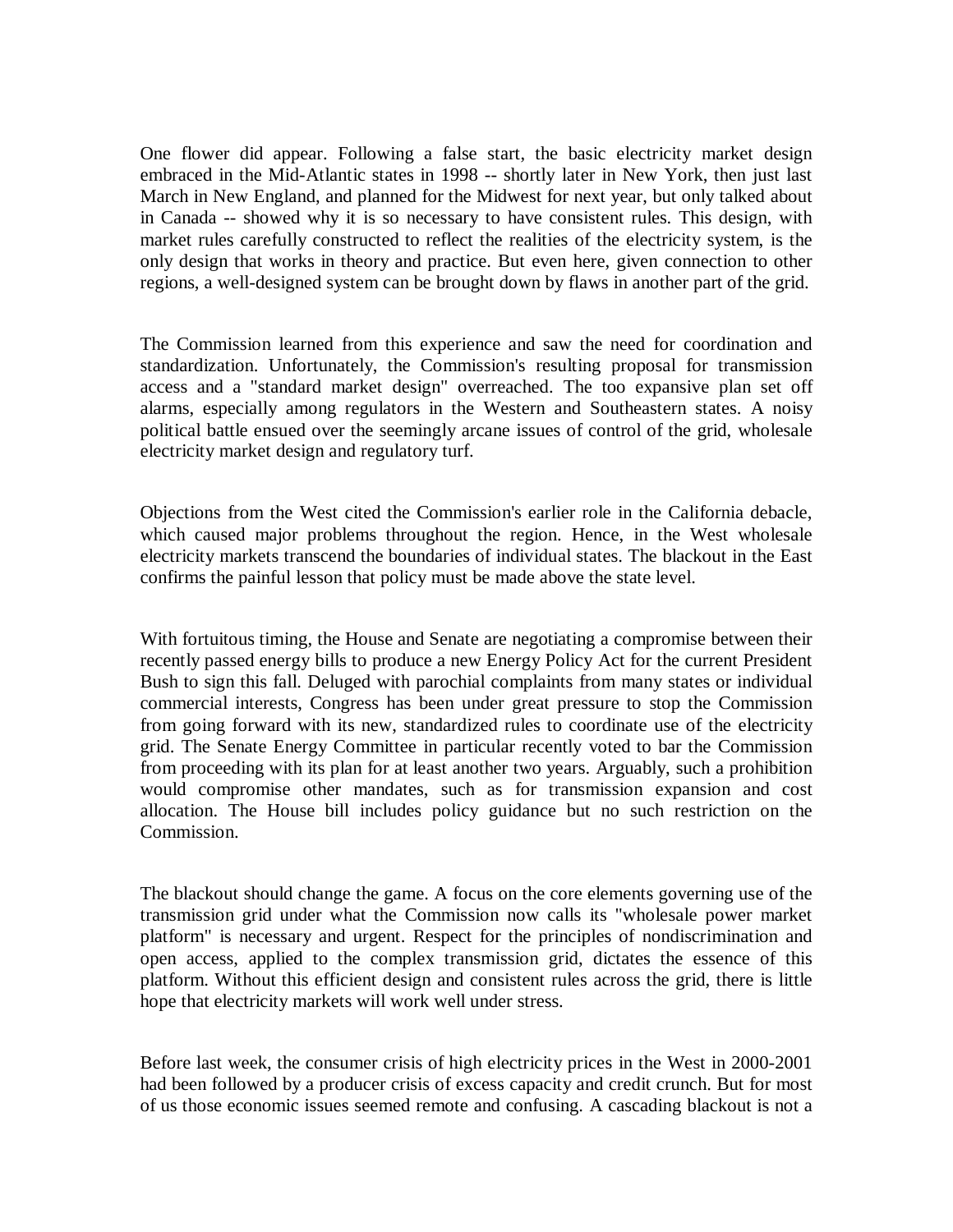One flower did appear. Following a false start, the basic electricity market design embraced in the Mid-Atlantic states in 1998 -- shortly later in New York, then just last March in New England, and planned for the Midwest for next year, but only talked about in Canada -- showed why it is so necessary to have consistent rules. This design, with market rules carefully constructed to reflect the realities of the electricity system, is the only design that works in theory and practice. But even here, given connection to other regions, a well-designed system can be brought down by flaws in another part of the grid.

The Commission learned from this experience and saw the need for coordination and standardization. Unfortunately, the Commission's resulting proposal for transmission access and a "standard market design" overreached. The too expansive plan set off alarms, especially among regulators in the Western and Southeastern states. A noisy political battle ensued over the seemingly arcane issues of control of the grid, wholesale electricity market design and regulatory turf.

Objections from the West cited the Commission's earlier role in the California debacle, which caused major problems throughout the region. Hence, in the West wholesale electricity markets transcend the boundaries of individual states. The blackout in the East confirms the painful lesson that policy must be made above the state level.

With fortuitous timing, the House and Senate are negotiating a compromise between their recently passed energy bills to produce a new Energy Policy Act for the current President Bush to sign this fall. Deluged with parochial complaints from many states or individual commercial interests, Congress has been under great pressure to stop the Commission from going forward with its new, standardized rules to coordinate use of the electricity grid. The Senate Energy Committee in particular recently voted to bar the Commission from proceeding with its plan for at least another two years. Arguably, such a prohibition would compromise other mandates, such as for transmission expansion and cost allocation. The House bill includes policy guidance but no such restriction on the Commission.

The blackout should change the game. A focus on the core elements governing use of the transmission grid under what the Commission now calls its "wholesale power market platform" is necessary and urgent. Respect for the principles of nondiscrimination and open access, applied to the complex transmission grid, dictates the essence of this platform. Without this efficient design and consistent rules across the grid, there is little hope that electricity markets will work well under stress.

Before last week, the consumer crisis of high electricity prices in the West in 2000-2001 had been followed by a producer crisis of excess capacity and credit crunch. But for most of us those economic issues seemed remote and confusing. A cascading blackout is not a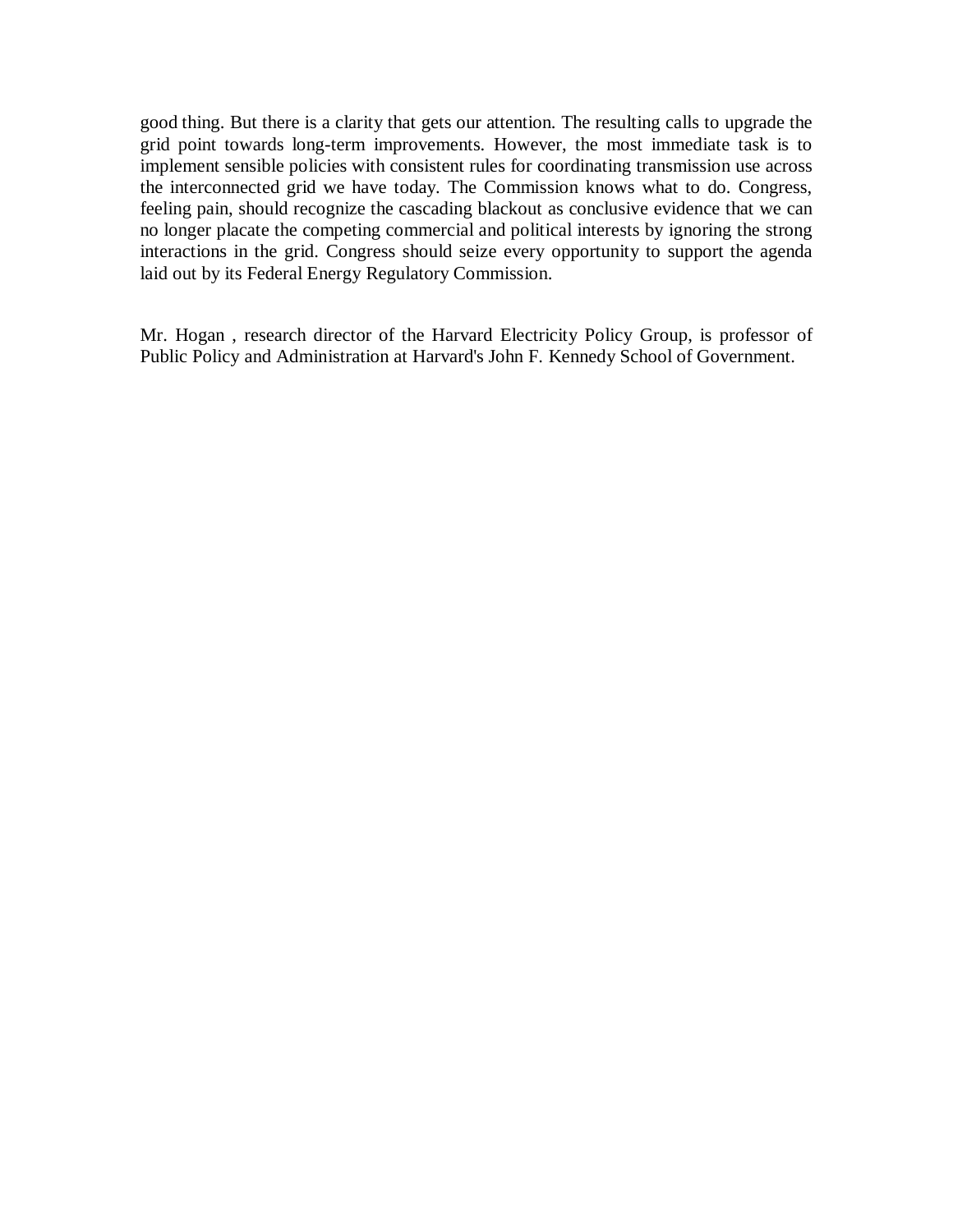good thing. But there is a clarity that gets our attention. The resulting calls to upgrade the grid point towards long-term improvements. However, the most immediate task is to implement sensible policies with consistent rules for coordinating transmission use across the interconnected grid we have today. The Commission knows what to do. Congress, feeling pain, should recognize the cascading blackout as conclusive evidence that we can no longer placate the competing commercial and political interests by ignoring the strong interactions in the grid. Congress should seize every opportunity to support the agenda laid out by its Federal Energy Regulatory Commission.

Mr. Hogan , research director of the Harvard Electricity Policy Group, is professor of Public Policy and Administration at Harvard's John F. Kennedy School of Government.